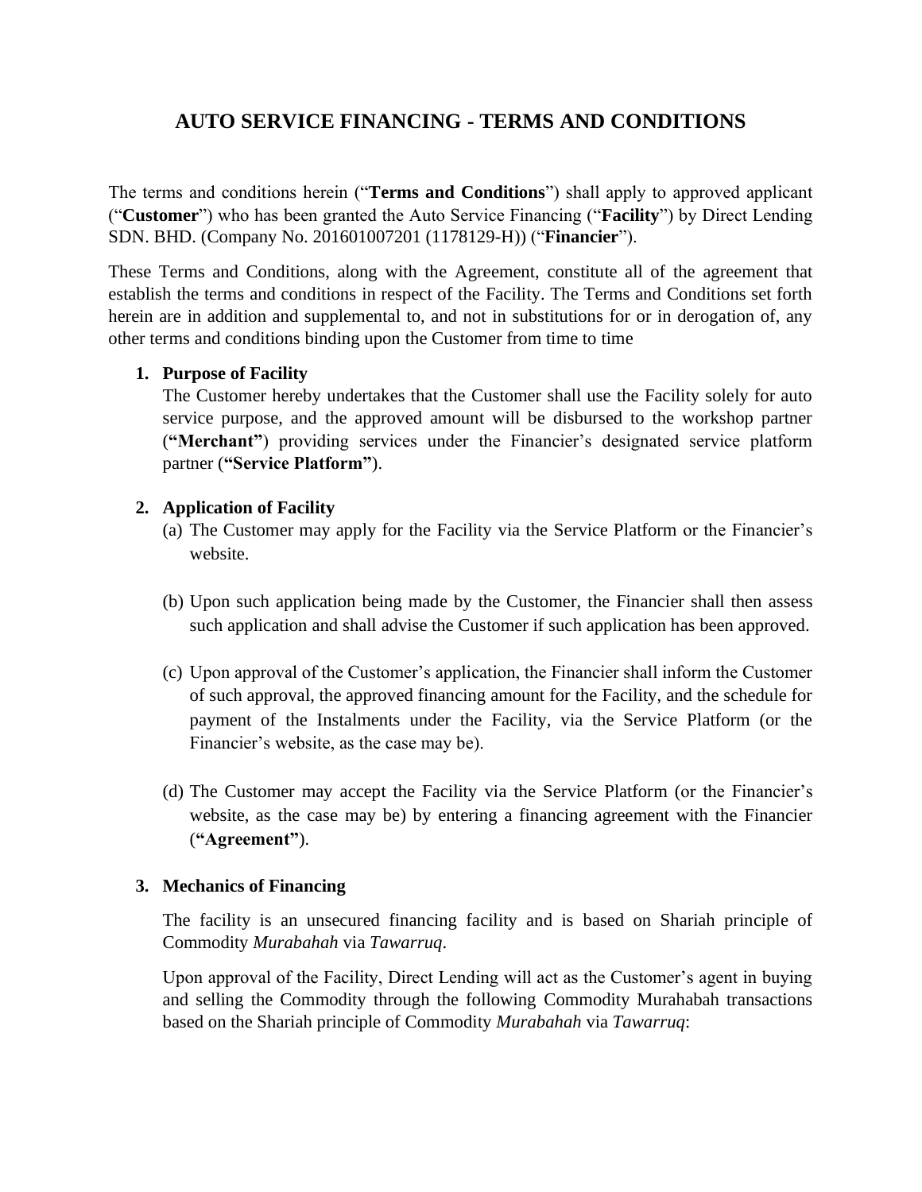# AUTO SERVICE FINANCING - TERMS AND CONDITIONS

The terms and conditions herein ("**Terms and Conditions**") shall apply to approved applicant ("**Customer**") who has been granted the Auto Service Financing ("**Facility**") by Direct Lending SDN. BHD. (Company No. 201601007201 (1178129-H)) ("**Financier**").

These Terms and Conditions, along with the Agreement, constitute all of the agreement that establish the terms and conditions in respect of the Facility. The Terms and Conditions set forth herein are in addition and supplemental to, and not in substitutions for or in derogation of, any other terms and conditions binding upon the Customer from time to time

1. **Purpose of Facility**

   The Customer hereby undertakes that the Customer shall use the Facility solely for auto service purpose, and the approved amount will be disbursed to the workshop partner (**"Merchant"**) providing services under the Financier's designated service platform partner (**"Service Platform"**).

2. **Application of Facility**

   (a) The Customer may apply for the Facility via the Service Platform or the Financier's website.

   (b) Upon such application being made by the Customer, the Financier shall then assess such application and shall advise the Customer if such application has been approved.

   (c) Upon approval of the Customer's application, the Financier shall inform the Customer of such approval, the approved financing amount for the Facility, and the schedule for payment of the Instalments under the Facility, via the Service Platform (or the Financier's website, as the case may be).

   (d) The Customer may accept the Facility via the Service Platform (or the Financier's website, as the case may be) by entering a financing agreement with the Financier (**"Agreement"**).

3. **Mechanics of Financing**

   The facility is an unsecured financing facility and is based on Shariah principle of Commodity *Murabahah* via *Tawarruq*.

   Upon approval of the Facility, Direct Lending will act as the Customer's agent in buying and selling the Commodity through the following Commodity Murahabah transactions based on the Shariah principle of Commodity *Murabahah* via *Tawarruq*: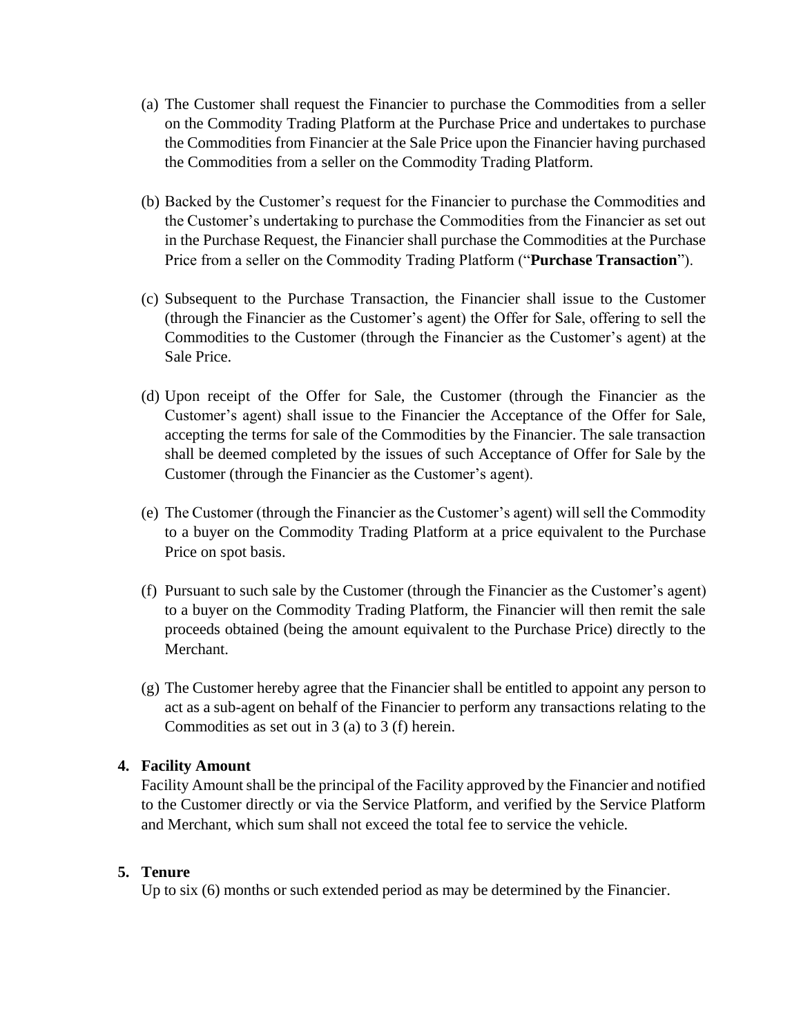(a) The Customer shall request the Financier to purchase the Commodities from a seller on the Commodity Trading Platform at the Purchase Price and undertakes to purchase the Commodities from Financier at the Sale Price upon the Financier having purchased the Commodities from a seller on the Commodity Trading Platform.

(b) Backed by the Customer's request for the Financier to purchase the Commodities and the Customer's undertaking to purchase the Commodities from the Financier as set out in the Purchase Request, the Financier shall purchase the Commodities at the Purchase Price from a seller on the Commodity Trading Platform ("**Purchase Transaction**").

(c) Subsequent to the Purchase Transaction, the Financier shall issue to the Customer (through the Financier as the Customer's agent) the Offer for Sale, offering to sell the Commodities to the Customer (through the Financier as the Customer's agent) at the Sale Price.

(d) Upon receipt of the Offer for Sale, the Customer (through the Financier as the Customer's agent) shall issue to the Financier the Acceptance of the Offer for Sale, accepting the terms for sale of the Commodities by the Financier. The sale transaction shall be deemed completed by the issues of such Acceptance of Offer for Sale by the Customer (through the Financier as the Customer's agent).

(e) The Customer (through the Financier as the Customer's agent) will sell the Commodity to a buyer on the Commodity Trading Platform at a price equivalent to the Purchase Price on spot basis.

(f) Pursuant to such sale by the Customer (through the Financier as the Customer's agent) to a buyer on the Commodity Trading Platform, the Financier will then remit the sale proceeds obtained (being the amount equivalent to the Purchase Price) directly to the Merchant.

(g) The Customer hereby agree that the Financier shall be entitled to appoint any person to act as a sub-agent on behalf of the Financier to perform any transactions relating to the Commodities as set out in 3 (a) to 3 (f) herein.

**4. Facility Amount**

Facility Amount shall be the principal of the Facility approved by the Financier and notified to the Customer directly or via the Service Platform, and verified by the Service Platform and Merchant, which sum shall not exceed the total fee to service the vehicle.

**5. Tenure**

Up to six (6) months or such extended period as may be determined by the Financier.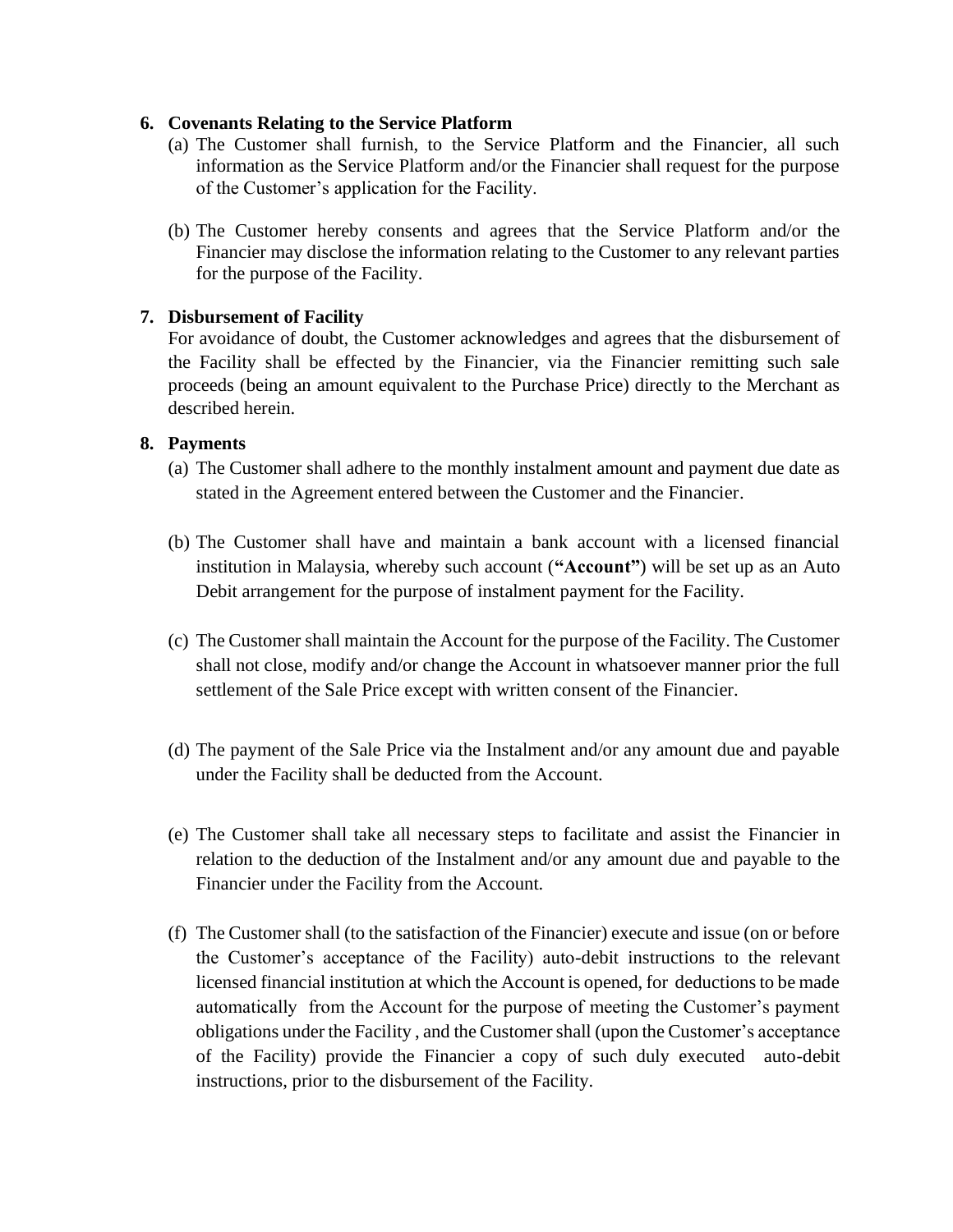## 6. Covenants Relating to the Service Platform

(a) The Customer shall furnish, to the Service Platform and the Financier, all such information as the Service Platform and/or the Financier shall request for the purpose of the Customer's application for the Facility.

(b) The Customer hereby consents and agrees that the Service Platform and/or the Financier may disclose the information relating to the Customer to any relevant parties for the purpose of the Facility.

## 7. Disbursement of Facility

For avoidance of doubt, the Customer acknowledges and agrees that the disbursement of the Facility shall be effected by the Financier, via the Financier remitting such sale proceeds (being an amount equivalent to the Purchase Price) directly to the Merchant as described herein.

## 8. Payments

(a) The Customer shall adhere to the monthly instalment amount and payment due date as stated in the Agreement entered between the Customer and the Financier.

(b) The Customer shall have and maintain a bank account with a licensed financial institution in Malaysia, whereby such account (**"Account"**) will be set up as an Auto Debit arrangement for the purpose of instalment payment for the Facility.

(c) The Customer shall maintain the Account for the purpose of the Facility. The Customer shall not close, modify and/or change the Account in whatsoever manner prior the full settlement of the Sale Price except with written consent of the Financier.

(d) The payment of the Sale Price via the Instalment and/or any amount due and payable under the Facility shall be deducted from the Account.

(e) The Customer shall take all necessary steps to facilitate and assist the Financier in relation to the deduction of the Instalment and/or any amount due and payable to the Financier under the Facility from the Account.

(f) The Customer shall (to the satisfaction of the Financier) execute and issue (on or before the Customer's acceptance of the Facility) auto-debit instructions to the relevant licensed financial institution at which the Account is opened, for deductions to be made automatically from the Account for the purpose of meeting the Customer's payment obligations under the Facility , and the Customer shall (upon the Customer's acceptance of the Facility) provide the Financier a copy of such duly executed auto-debit instructions, prior to the disbursement of the Facility.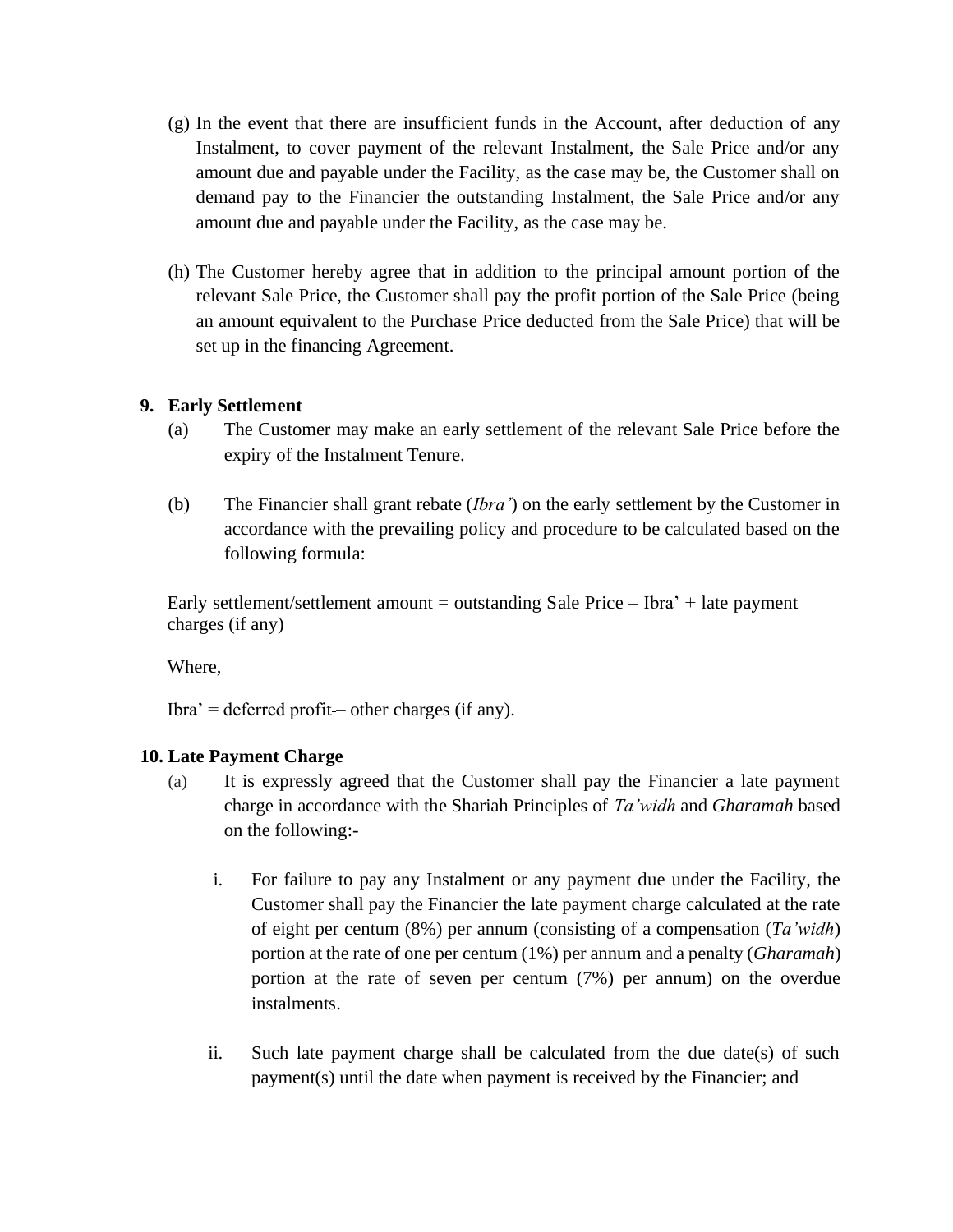(g) In the event that there are insufficient funds in the Account, after deduction of any Instalment, to cover payment of the relevant Instalment, the Sale Price and/or any amount due and payable under the Facility, as the case may be, the Customer shall on demand pay to the Financier the outstanding Instalment, the Sale Price and/or any amount due and payable under the Facility, as the case may be.

(h) The Customer hereby agree that in addition to the principal amount portion of the relevant Sale Price, the Customer shall pay the profit portion of the Sale Price (being an amount equivalent to the Purchase Price deducted from the Sale Price) that will be set up in the financing Agreement.

**9. Early Settlement**

(a) The Customer may make an early settlement of the relevant Sale Price before the expiry of the Instalment Tenure.

(b) The Financier shall grant rebate (*Ibra'*) on the early settlement by the Customer in accordance with the prevailing policy and procedure to be calculated based on the following formula:

Early settlement/settlement amount = outstanding Sale Price – Ibra' + late payment charges (if any)

Where,

Ibra' = deferred profit– other charges (if any).

**10. Late Payment Charge**

(a) It is expressly agreed that the Customer shall pay the Financier a late payment charge in accordance with the Shariah Principles of *Ta'widh* and *Gharamah* based on the following:-

i. For failure to pay any Instalment or any payment due under the Facility, the Customer shall pay the Financier the late payment charge calculated at the rate of eight per centum (8%) per annum (consisting of a compensation (*Ta'widh*) portion at the rate of one per centum (1%) per annum and a penalty (*Gharamah*) portion at the rate of seven per centum (7%) per annum) on the overdue instalments.

ii. Such late payment charge shall be calculated from the due date(s) of such payment(s) until the date when payment is received by the Financier; and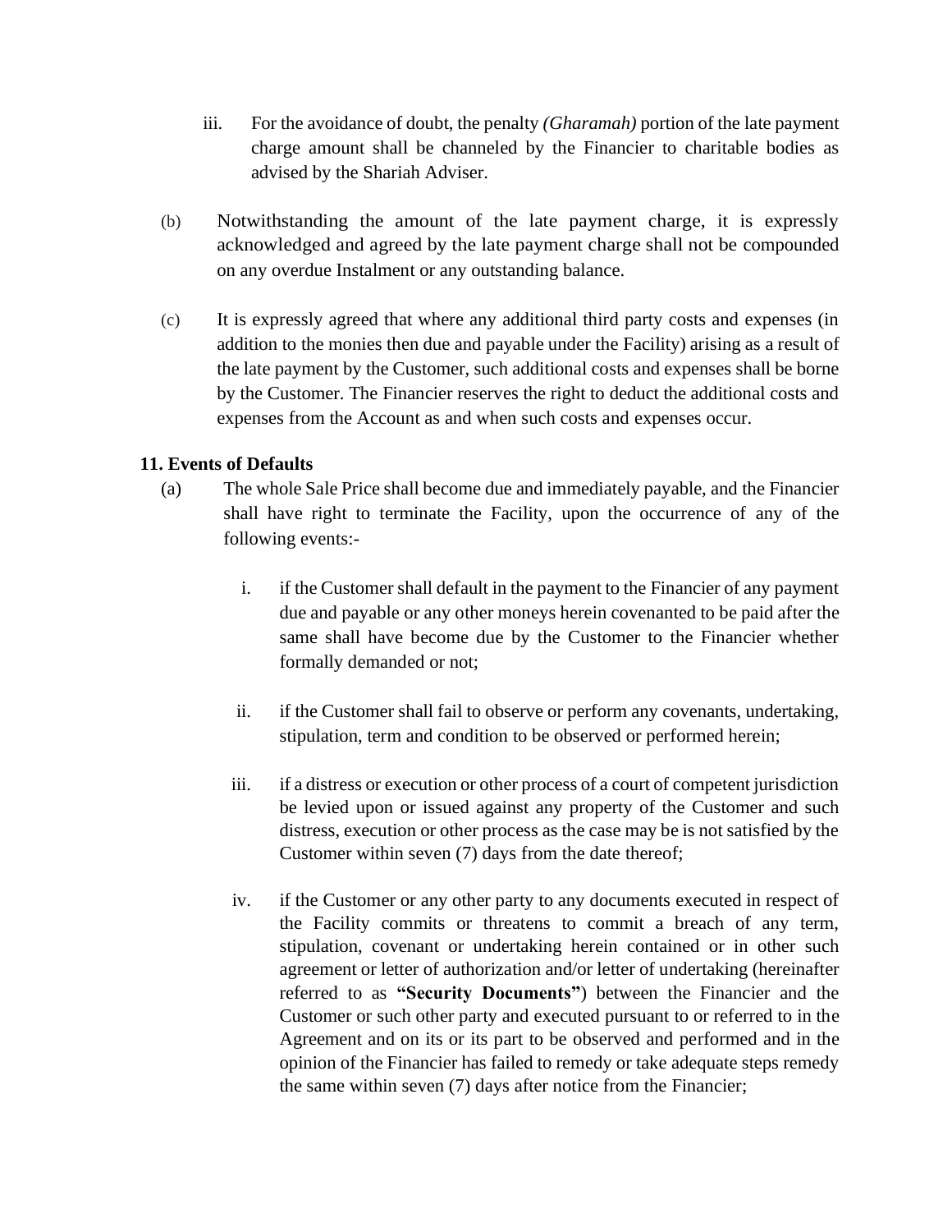iii. For the avoidance of doubt, the penalty *(Gharamah)* portion of the late payment charge amount shall be channeled by the Financier to charitable bodies as advised by the Shariah Adviser.

(b) Notwithstanding the amount of the late payment charge, it is expressly acknowledged and agreed by the late payment charge shall not be compounded on any overdue Instalment or any outstanding balance.

(c) It is expressly agreed that where any additional third party costs and expenses (in addition to the monies then due and payable under the Facility) arising as a result of the late payment by the Customer, such additional costs and expenses shall be borne by the Customer. The Financier reserves the right to deduct the additional costs and expenses from the Account as and when such costs and expenses occur.

## 11. Events of Defaults

(a) The whole Sale Price shall become due and immediately payable, and the Financier shall have right to terminate the Facility, upon the occurrence of any of the following events:-

i. if the Customer shall default in the payment to the Financier of any payment due and payable or any other moneys herein covenanted to be paid after the same shall have become due by the Customer to the Financier whether formally demanded or not;

ii. if the Customer shall fail to observe or perform any covenants, undertaking, stipulation, term and condition to be observed or performed herein;

iii. if a distress or execution or other process of a court of competent jurisdiction be levied upon or issued against any property of the Customer and such distress, execution or other process as the case may be is not satisfied by the Customer within seven (7) days from the date thereof;

iv. if the Customer or any other party to any documents executed in respect of the Facility commits or threatens to commit a breach of any term, stipulation, covenant or undertaking herein contained or in other such agreement or letter of authorization and/or letter of undertaking (hereinafter referred to as **"Security Documents"**) between the Financier and the Customer or such other party and executed pursuant to or referred to in the Agreement and on its or its part to be observed and performed and in the opinion of the Financier has failed to remedy or take adequate steps remedy the same within seven (7) days after notice from the Financier;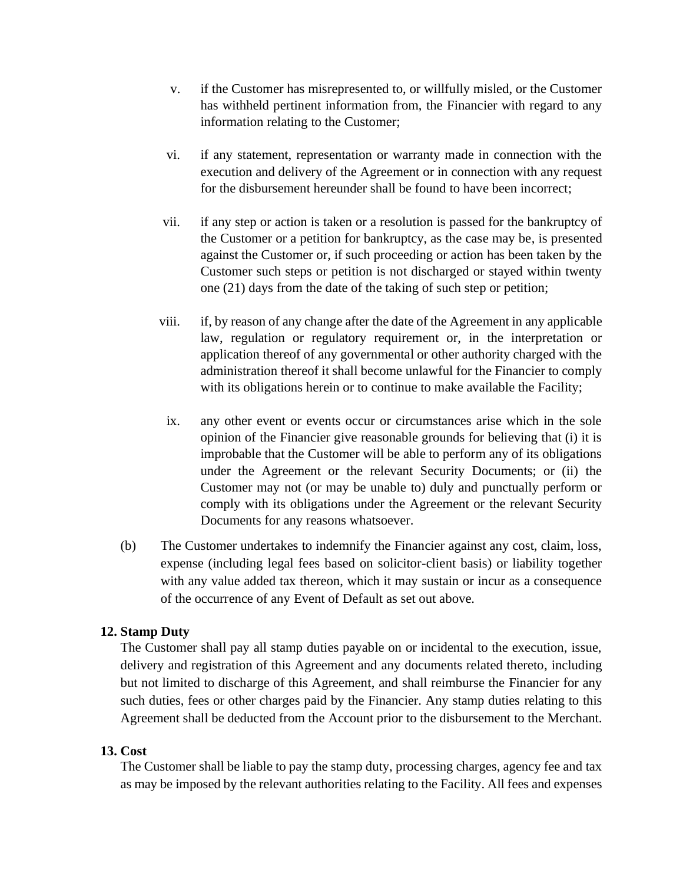v. if the Customer has misrepresented to, or willfully misled, or the Customer has withheld pertinent information from, the Financier with regard to any information relating to the Customer;

vi. if any statement, representation or warranty made in connection with the execution and delivery of the Agreement or in connection with any request for the disbursement hereunder shall be found to have been incorrect;

vii. if any step or action is taken or a resolution is passed for the bankruptcy of the Customer or a petition for bankruptcy, as the case may be, is presented against the Customer or, if such proceeding or action has been taken by the Customer such steps or petition is not discharged or stayed within twenty one (21) days from the date of the taking of such step or petition;

viii. if, by reason of any change after the date of the Agreement in any applicable law, regulation or regulatory requirement or, in the interpretation or application thereof of any governmental or other authority charged with the administration thereof it shall become unlawful for the Financier to comply with its obligations herein or to continue to make available the Facility;

ix. any other event or events occur or circumstances arise which in the sole opinion of the Financier give reasonable grounds for believing that (i) it is improbable that the Customer will be able to perform any of its obligations under the Agreement or the relevant Security Documents; or (ii) the Customer may not (or may be unable to) duly and punctually perform or comply with its obligations under the Agreement or the relevant Security Documents for any reasons whatsoever.

(b) The Customer undertakes to indemnify the Financier against any cost, claim, loss, expense (including legal fees based on solicitor-client basis) or liability together with any value added tax thereon, which it may sustain or incur as a consequence of the occurrence of any Event of Default as set out above.

**12. Stamp Duty**

The Customer shall pay all stamp duties payable on or incidental to the execution, issue, delivery and registration of this Agreement and any documents related thereto, including but not limited to discharge of this Agreement, and shall reimburse the Financier for any such duties, fees or other charges paid by the Financier. Any stamp duties relating to this Agreement shall be deducted from the Account prior to the disbursement to the Merchant.

**13. Cost**

The Customer shall be liable to pay the stamp duty, processing charges, agency fee and tax as may be imposed by the relevant authorities relating to the Facility. All fees and expenses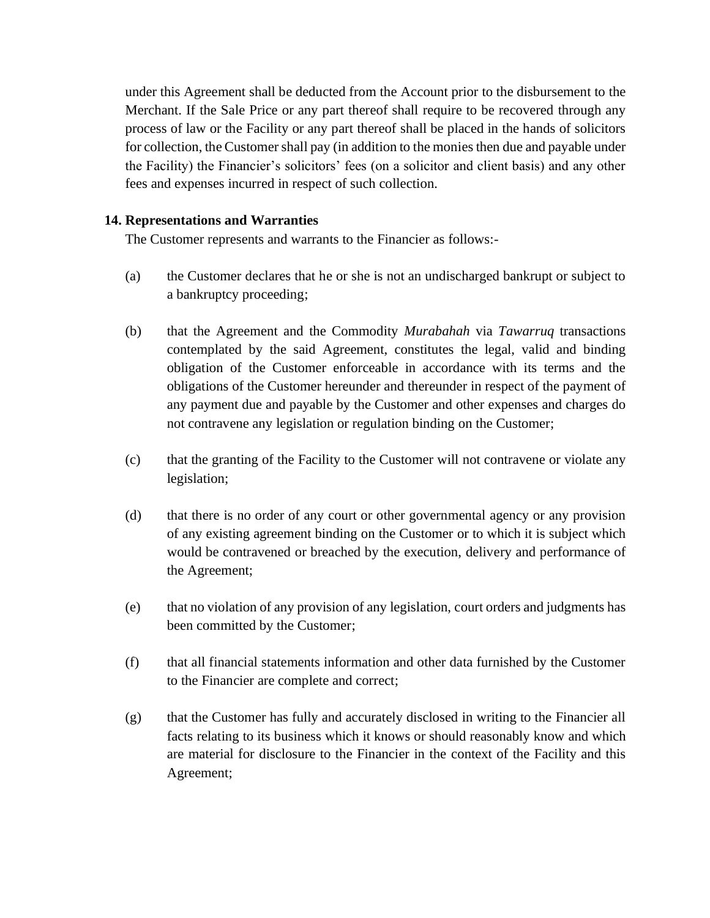under this Agreement shall be deducted from the Account prior to the disbursement to the Merchant. If the Sale Price or any part thereof shall require to be recovered through any process of law or the Facility or any part thereof shall be placed in the hands of solicitors for collection, the Customer shall pay (in addition to the monies then due and payable under the Facility) the Financier's solicitors' fees (on a solicitor and client basis) and any other fees and expenses incurred in respect of such collection.

**14. Representations and Warranties**

The Customer represents and warrants to the Financier as follows:-

(a) the Customer declares that he or she is not an undischarged bankrupt or subject to a bankruptcy proceeding;

(b) that the Agreement and the Commodity *Murabahah* via *Tawarruq* transactions contemplated by the said Agreement, constitutes the legal, valid and binding obligation of the Customer enforceable in accordance with its terms and the obligations of the Customer hereunder and thereunder in respect of the payment of any payment due and payable by the Customer and other expenses and charges do not contravene any legislation or regulation binding on the Customer;

(c) that the granting of the Facility to the Customer will not contravene or violate any legislation;

(d) that there is no order of any court or other governmental agency or any provision of any existing agreement binding on the Customer or to which it is subject which would be contravened or breached by the execution, delivery and performance of the Agreement;

(e) that no violation of any provision of any legislation, court orders and judgments has been committed by the Customer;

(f) that all financial statements information and other data furnished by the Customer to the Financier are complete and correct;

(g) that the Customer has fully and accurately disclosed in writing to the Financier all facts relating to its business which it knows or should reasonably know and which are material for disclosure to the Financier in the context of the Facility and this Agreement;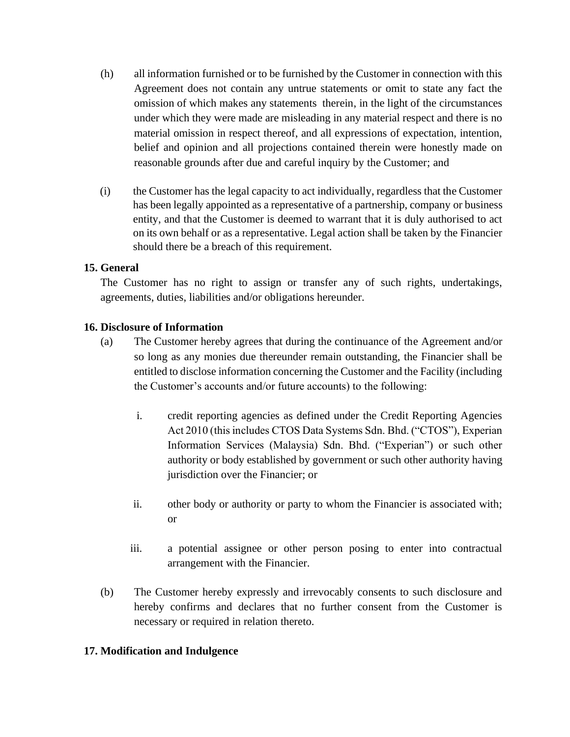(h) all information furnished or to be furnished by the Customer in connection with this Agreement does not contain any untrue statements or omit to state any fact the omission of which makes any statements therein, in the light of the circumstances under which they were made are misleading in any material respect and there is no material omission in respect thereof, and all expressions of expectation, intention, belief and opinion and all projections contained therein were honestly made on reasonable grounds after due and careful inquiry by the Customer; and

(i) the Customer has the legal capacity to act individually, regardless that the Customer has been legally appointed as a representative of a partnership, company or business entity, and that the Customer is deemed to warrant that it is duly authorised to act on its own behalf or as a representative. Legal action shall be taken by the Financier should there be a breach of this requirement.

**15. General**

The Customer has no right to assign or transfer any of such rights, undertakings, agreements, duties, liabilities and/or obligations hereunder.

**16. Disclosure of Information**

(a) The Customer hereby agrees that during the continuance of the Agreement and/or so long as any monies due thereunder remain outstanding, the Financier shall be entitled to disclose information concerning the Customer and the Facility (including the Customer's accounts and/or future accounts) to the following:

i. credit reporting agencies as defined under the Credit Reporting Agencies Act 2010 (this includes CTOS Data Systems Sdn. Bhd. ("CTOS"), Experian Information Services (Malaysia) Sdn. Bhd. ("Experian") or such other authority or body established by government or such other authority having jurisdiction over the Financier; or

ii. other body or authority or party to whom the Financier is associated with; or

iii. a potential assignee or other person posing to enter into contractual arrangement with the Financier.

(b) The Customer hereby expressly and irrevocably consents to such disclosure and hereby confirms and declares that no further consent from the Customer is necessary or required in relation thereto.

**17. Modification and Indulgence**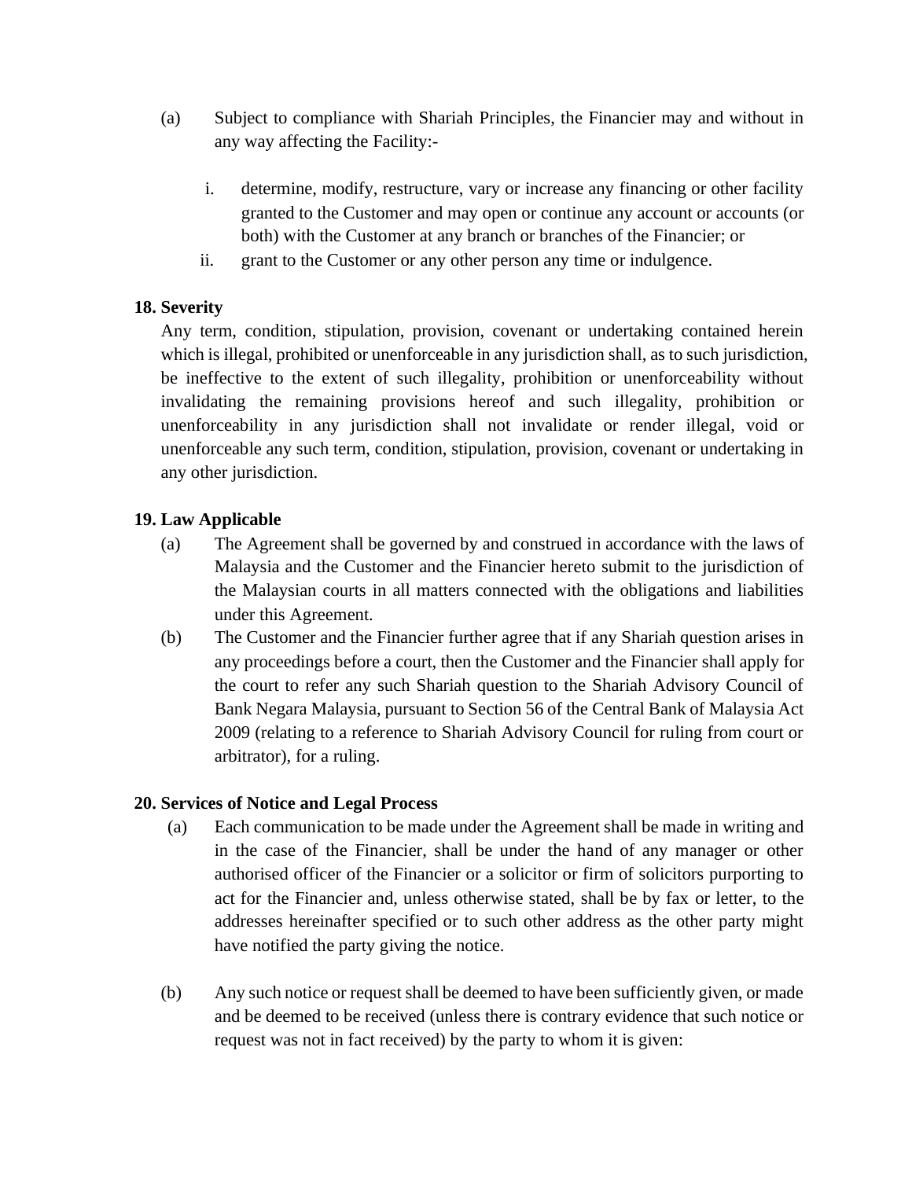(a) Subject to compliance with Shariah Principles, the Financier may and without in any way affecting the Facility:-

   i. determine, modify, restructure, vary or increase any financing or other facility granted to the Customer and may open or continue any account or accounts (or both) with the Customer at any branch or branches of the Financier; or
   ii. grant to the Customer or any other person any time or indulgence.

**18. Severity**

Any term, condition, stipulation, provision, covenant or undertaking contained herein which is illegal, prohibited or unenforceable in any jurisdiction shall, as to such jurisdiction, be ineffective to the extent of such illegality, prohibition or unenforceability without invalidating the remaining provisions hereof and such illegality, prohibition or unenforceability in any jurisdiction shall not invalidate or render illegal, void or unenforceable any such term, condition, stipulation, provision, covenant or undertaking in any other jurisdiction.

**19. Law Applicable**

(a) The Agreement shall be governed by and construed in accordance with the laws of Malaysia and the Customer and the Financier hereto submit to the jurisdiction of the Malaysian courts in all matters connected with the obligations and liabilities under this Agreement.

(b) The Customer and the Financier further agree that if any Shariah question arises in any proceedings before a court, then the Customer and the Financier shall apply for the court to refer any such Shariah question to the Shariah Advisory Council of Bank Negara Malaysia, pursuant to Section 56 of the Central Bank of Malaysia Act 2009 (relating to a reference to Shariah Advisory Council for ruling from court or arbitrator), for a ruling.

**20. Services of Notice and Legal Process**

(a) Each communication to be made under the Agreement shall be made in writing and in the case of the Financier, shall be under the hand of any manager or other authorised officer of the Financier or a solicitor or firm of solicitors purporting to act for the Financier and, unless otherwise stated, shall be by fax or letter, to the addresses hereinafter specified or to such other address as the other party might have notified the party giving the notice.

(b) Any such notice or request shall be deemed to have been sufficiently given, or made and be deemed to be received (unless there is contrary evidence that such notice or request was not in fact received) by the party to whom it is given: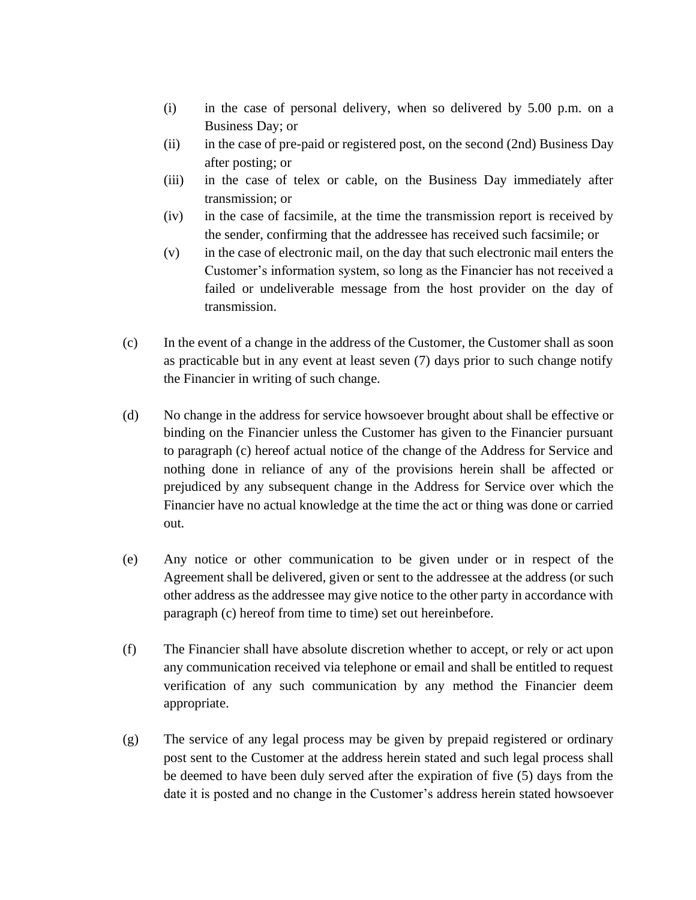(i) in the case of personal delivery, when so delivered by 5.00 p.m. on a Business Day; or

(ii) in the case of pre-paid or registered post, on the second (2nd) Business Day after posting; or

(iii) in the case of telex or cable, on the Business Day immediately after transmission; or

(iv) in the case of facsimile, at the time the transmission report is received by the sender, confirming that the addressee has received such facsimile; or

(v) in the case of electronic mail, on the day that such electronic mail enters the Customer's information system, so long as the Financier has not received a failed or undeliverable message from the host provider on the day of transmission.

(c) In the event of a change in the address of the Customer, the Customer shall as soon as practicable but in any event at least seven (7) days prior to such change notify the Financier in writing of such change.

(d) No change in the address for service howsoever brought about shall be effective or binding on the Financier unless the Customer has given to the Financier pursuant to paragraph (c) hereof actual notice of the change of the Address for Service and nothing done in reliance of any of the provisions herein shall be affected or prejudiced by any subsequent change in the Address for Service over which the Financier have no actual knowledge at the time the act or thing was done or carried out.

(e) Any notice or other communication to be given under or in respect of the Agreement shall be delivered, given or sent to the addressee at the address (or such other address as the addressee may give notice to the other party in accordance with paragraph (c) hereof from time to time) set out hereinbefore.

(f) The Financier shall have absolute discretion whether to accept, or rely or act upon any communication received via telephone or email and shall be entitled to request verification of any such communication by any method the Financier deem appropriate.

(g) The service of any legal process may be given by prepaid registered or ordinary post sent to the Customer at the address herein stated and such legal process shall be deemed to have been duly served after the expiration of five (5) days from the date it is posted and no change in the Customer's address herein stated howsoever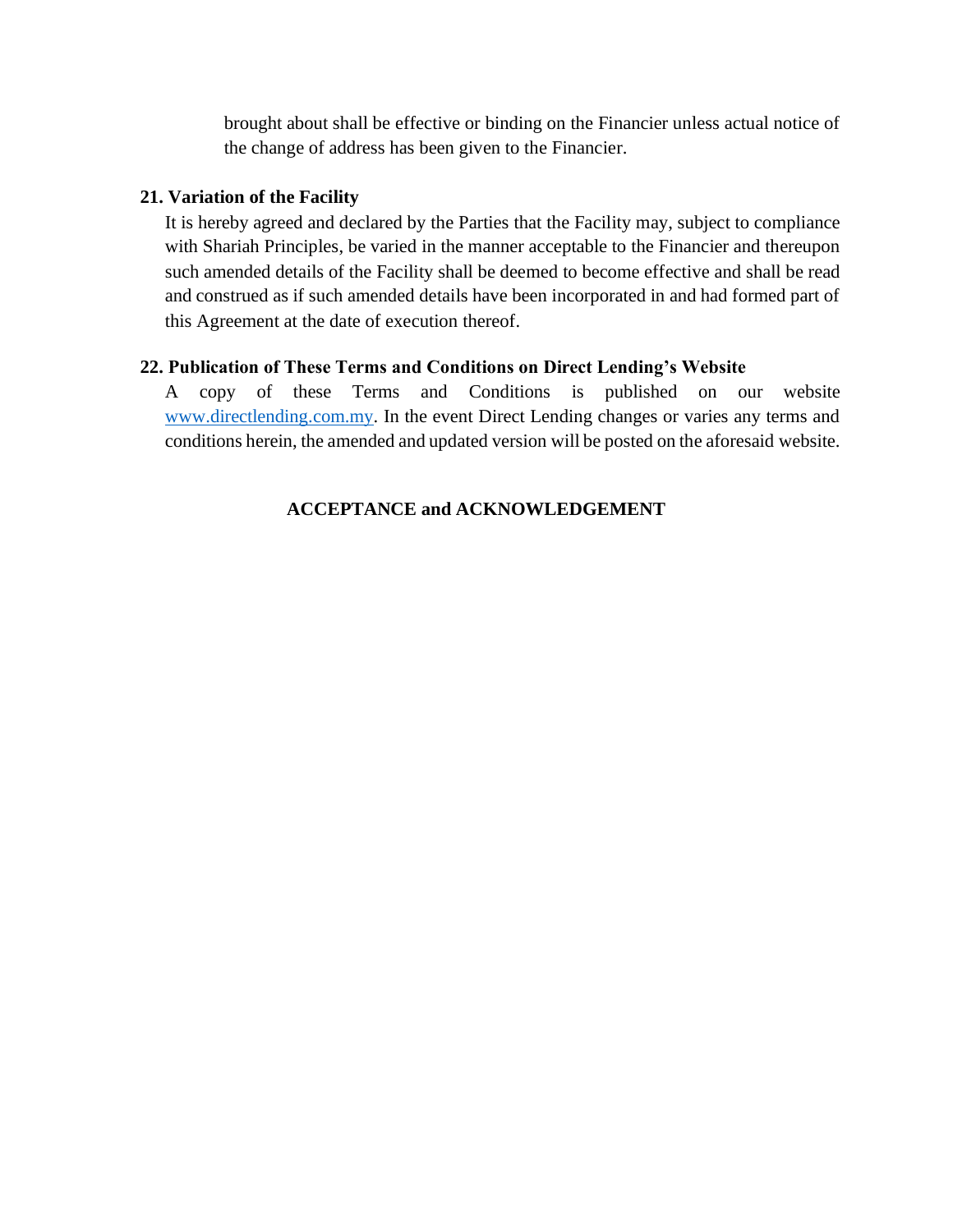brought about shall be effective or binding on the Financier unless actual notice of the change of address has been given to the Financier.

**21. Variation of the Facility**

It is hereby agreed and declared by the Parties that the Facility may, subject to compliance with Shariah Principles, be varied in the manner acceptable to the Financier and thereupon such amended details of the Facility shall be deemed to become effective and shall be read and construed as if such amended details have been incorporated in and had formed part of this Agreement at the date of execution thereof.

**22. Publication of These Terms and Conditions on Direct Lending's Website**

A copy of these Terms and Conditions is published on our website www.directlending.com.my. In the event Direct Lending changes or varies any terms and conditions herein, the amended and updated version will be posted on the aforesaid website.

**ACCEPTANCE and ACKNOWLEDGEMENT**